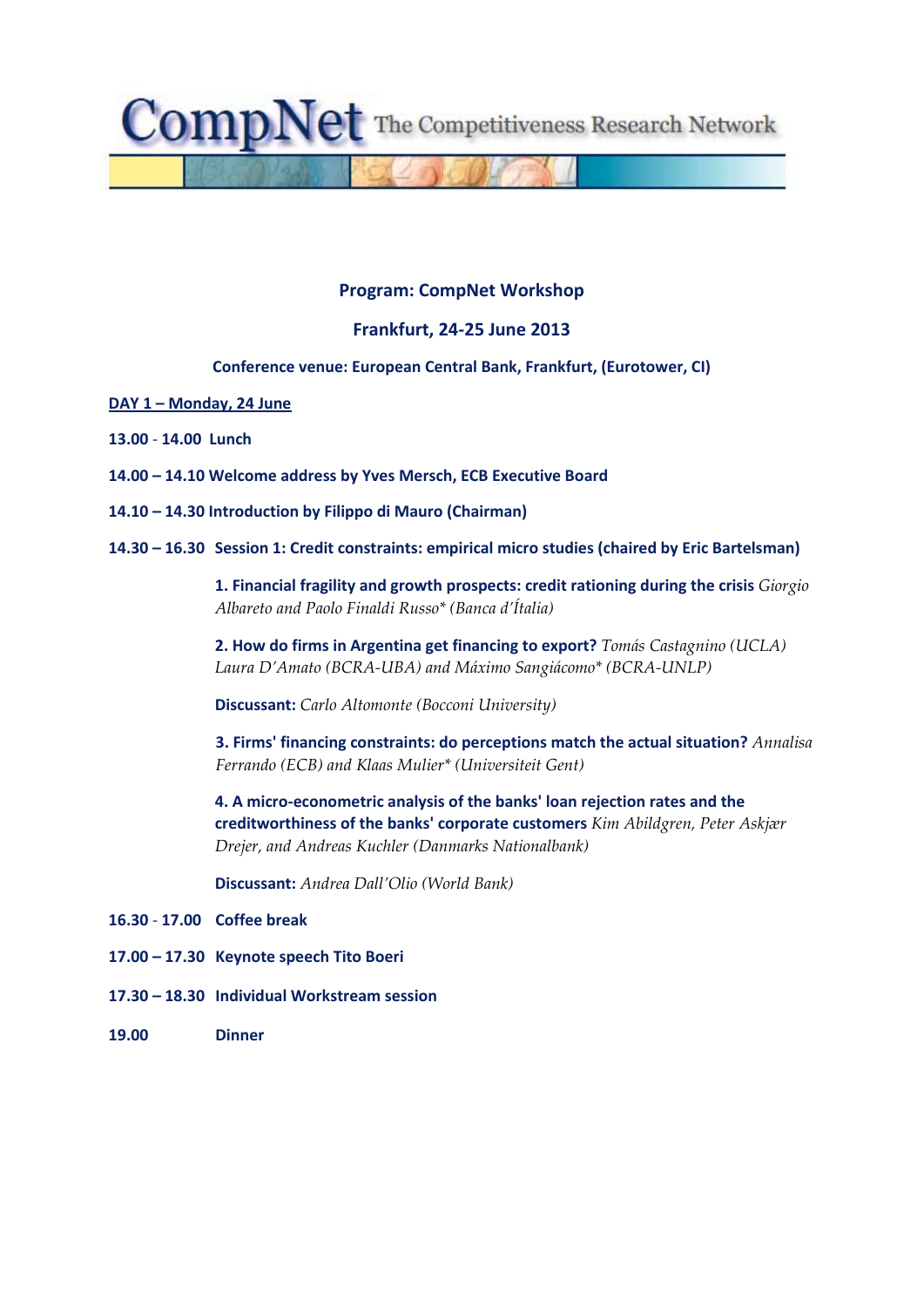CompNet The Competitiveness Research Network

## Program: CompNet Workshop

## Frankfurt, 24-25 June 2013

**Conference venue: European Central Bank, Frankfurt, (Eurotower, CI)**

**<u>DAY 1 – Monday, 24 June</u>**

**13.00 - 14.00 Lunch**

**14.00 – 14.10 Welcome address by Yves Mersch, ECB Executive Board**

**14.10 – 14.30 Introduction by Filippo di Mauro (Chairman)**

**14.30 – 16.30 Session 1: Credit constraints: empirical micro studies (chaired by Eric Bartelsman)**

**1. Financial fragility and growth prospects: credit rationing during the crisis** *Giorgio Albareto and Paolo Finaldi Russo* (Banca d'Ítalia)*

**2. How do firms in Argentina get financing to export?** *Tomás Castagnino (UCLA) Laura D'Amato (BCRA-UBA) and Máximo Sangiácomo* (BCRA-UNLP)*

**Discussant:** *Carlo Altomonte (Bocconi University)*

**3. Firms' financing constraints: do perceptions match the actual situation?** *Annalisa Ferrando (ECB) and Klaas Mulier* (Universiteit Gent)*

**4. A micro-econometric analysis of the banks' loan rejection rates and the creditworthiness of the banks' corporate customers** *Kim Abildgren, Peter Askjær Drejer, and Andreas Kuchler (Danmarks Nationalbank)*

**Discussant:** *Andrea Dall'Olio (World Bank)*

**16.30 - 17.00 Coffee break**

**17.00 – 17.30 Keynote speech Tito Boeri**

**17.30 – 18.30 Individual Workstream session**

**19.00 Dinner**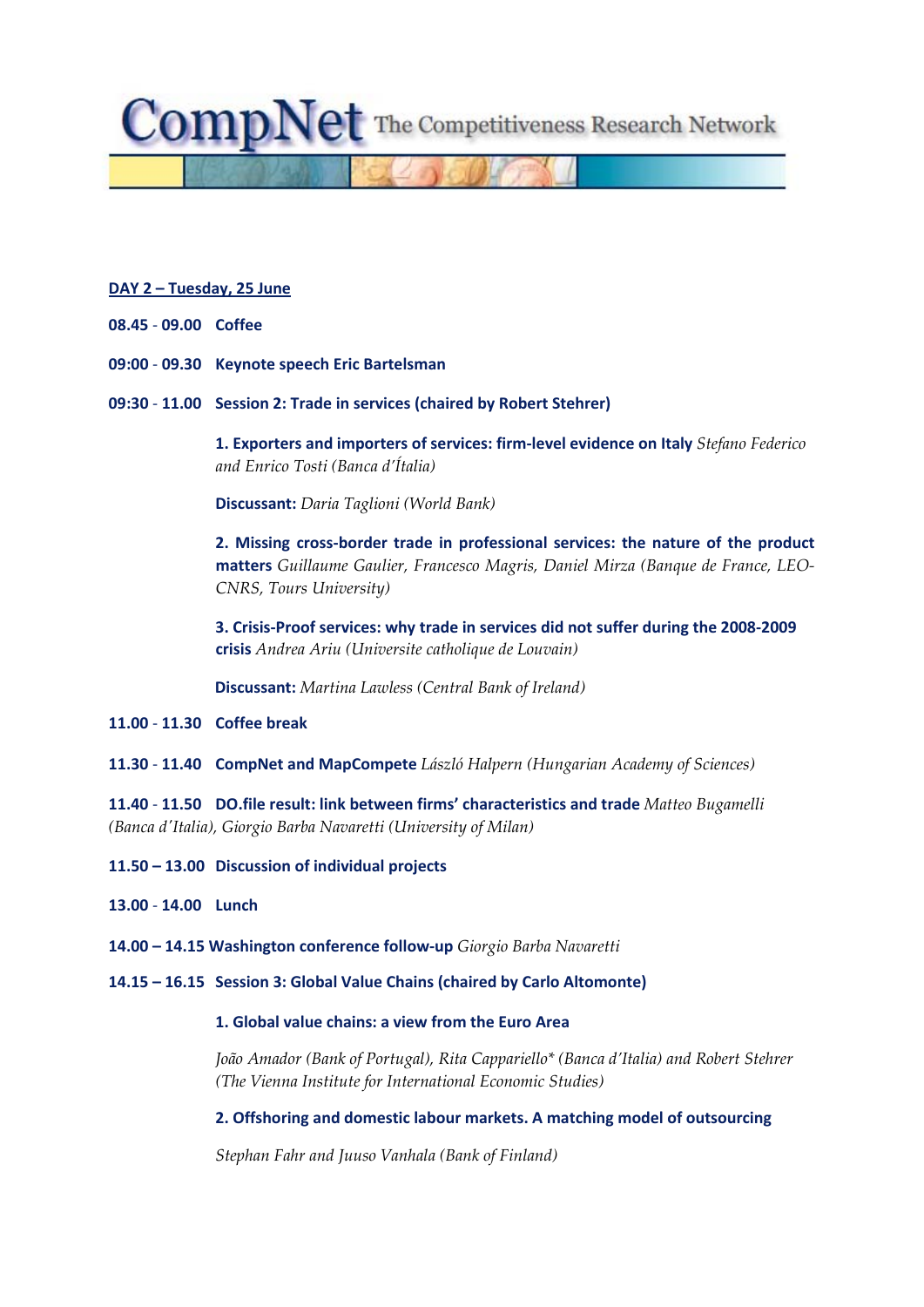**DAY 2 – Tuesday, 25 June**

**08.45 - 09.00 Coffee**

**09:00 - 09.30 Keynote speech Eric Bartelsman**

**09:30 - 11.00 Session 2: Trade in services (chaired by Robert Stehrer)**

**1. Exporters and importers of services: firm-level evidence on Italy** *Stefano Federico and Enrico Tosti (Banca d'Ítalia)*

**Discussant:** *Daria Taglioni (World Bank)*

**2. Missing cross-border trade in professional services: the nature of the product matters** *Guillaume Gaulier, Francesco Magris, Daniel Mirza (Banque de France, LEO-CNRS, Tours University)*

**3. Crisis-Proof services: why trade in services did not suffer during the 2008-2009 crisis** *Andrea Ariu (Universite catholique de Louvain)*

**Discussant:** *Martina Lawless (Central Bank of Ireland)*

**11.00 - 11.30 Coffee break**

**11.30 - 11.40 CompNet and MapCompete** *László Halpern (Hungarian Academy of Sciences)*

**11.40 - 11.50 DO.file result: link between firms' characteristics and trade** *Matteo Bugamelli (Banca d'Italia), Giorgio Barba Navaretti (University of Milan)*

**11.50 – 13.00 Discussion of individual projects**

**13.00 - 14.00 Lunch**

**14.00 – 14.15 Washington conference follow-up** *Giorgio Barba Navaretti*

**14.15 – 16.15 Session 3: Global Value Chains (chaired by Carlo Altomonte)**

**1. Global value chains: a view from the Euro Area**

*João Amador (Bank of Portugal), Rita Cappariello\* (Banca d'Italia) and Robert Stehrer (The Vienna Institute for International Economic Studies)*

**2. Offshoring and domestic labour markets. A matching model of outsourcing**

*Stephan Fahr and Juuso Vanhala (Bank of Finland)*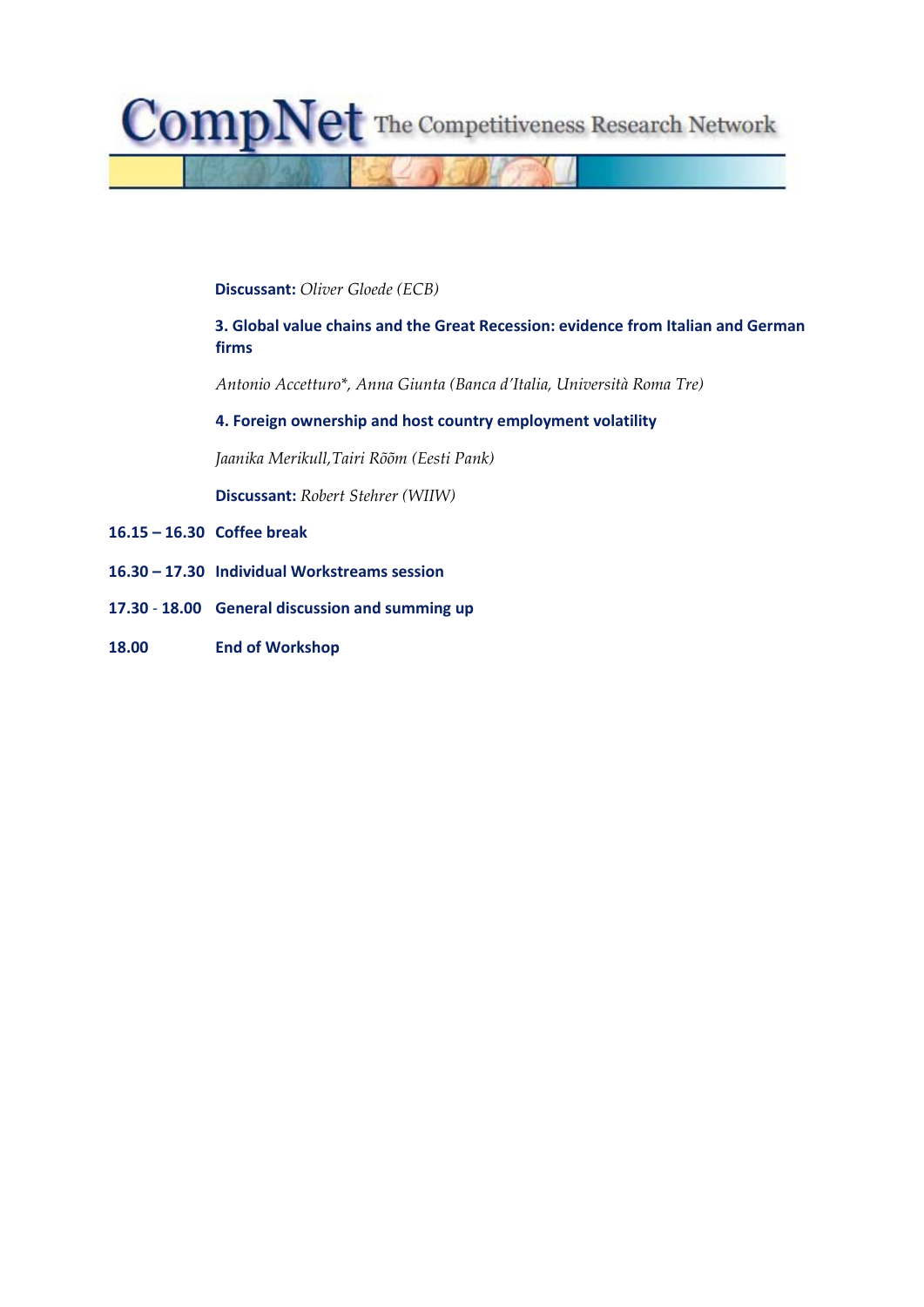**Discussant:** *Oliver Gloede (ECB)*

**3. Global value chains and the Great Recession: evidence from Italian and German firms**

*Antonio Accetturo\*, Anna Giunta (Banca d'Italia, Università Roma Tre)*

**4. Foreign ownership and host country employment volatility**

*Jaanika Merikull,Tairi Rõõm (Eesti Pank)*

**Discussant:** *Robert Stehrer (WIIW)*

**16.15 – 16.30** **Coffee break**

**16.30 – 17.30** **Individual Workstreams session**

**17.30 - 18.00** **General discussion and summing up**

**18.00** **End of Workshop**